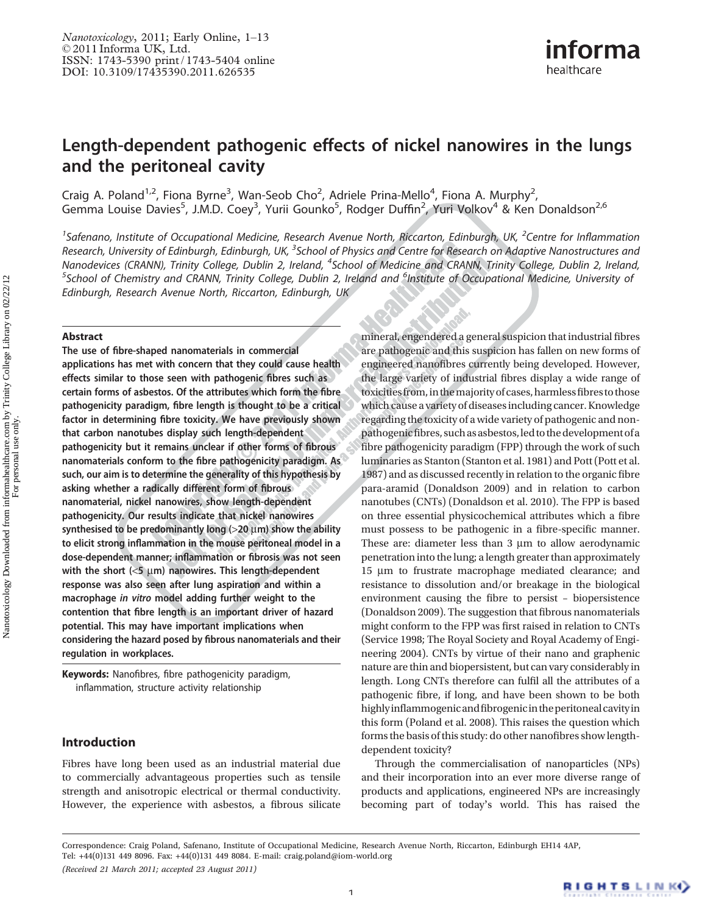# Length-dependent pathogenic effects of nickel nanowires in the lungs and the peritoneal cavity

Craig A. Poland[1,2], Fiona Byrne[3], Wan-Seob Cho[2], Adriele Prina-Mello[4], Fiona A. Murphy[2], Gemma Louise Davies[5], J.M.D. Coey[3], Yurii Gounko[5], Rodger Duffin[2], Yuri Volkov[4] & Ken Donaldson[2,6]

[1]*Safenano, Institute of Occupational Medicine, Research Avenue North, Riccarton, Edinburgh, UK,* [2]*Centre for Inflammation Research, University of Edinburgh, Edinburgh, UK,* [3]*School of Physics and Centre for Research on Adaptive Nanostructures and Nanodevices (CRANN), Trinity College, Dublin 2, Ireland,* [4]*School of Medicine and CRANN, Trinity College, Dublin 2, Ireland,* [5]*School of Chemistry and CRANN, Trinity College, Dublin 2, Ireland and* [6]*Institute of Occupational Medicine, University of Edinburgh, Research Avenue North, Riccarton, Edinburgh, UK*

## Abstract

**The use of fibre-shaped nanomaterials in commercial applications has met with concern that they could cause health effects similar to those seen with pathogenic fibres such as certain forms of asbestos. Of the attributes which form the fibre pathogenicity paradigm, fibre length is thought to be a critical factor in determining fibre toxicity. We have previously shown that carbon nanotubes display such length-dependent pathogenicity but it remains unclear if other forms of fibrous nanomaterials conform to the fibre pathogenicity paradigm. As such, our aim is to determine the generality of this hypothesis by asking whether a radically different form of fibrous nanomaterial, nickel nanowires, show length-dependent pathogenicity. Our results indicate that nickel nanowires synthesised to be predominantly long (>20 μm) show the ability to elicit strong inflammation in the mouse peritoneal model in a dose-dependent manner; inflammation or fibrosis was not seen with the short (<5 μm) nanowires. This length-dependent response was also seen after lung aspiration and within a macrophage *in vitro* model adding further weight to the contention that fibre length is an important driver of hazard potential. This may have important implications when considering the hazard posed by fibrous nanomaterials and their regulation in workplaces.**

**Keywords:** Nanofibres, fibre pathogenicity paradigm, inflammation, structure activity relationship

## Introduction

Fibres have long been used as an industrial material due to commercially advantageous properties such as tensile strength and anisotropic electrical or thermal conductivity. However, the experience with asbestos, a fibrous silicate mineral, engendered a general suspicion that industrial fibres are pathogenic and this suspicion has fallen on new forms of engineered nanofibres currently being developed. However, the large variety of industrial fibres display a wide range of toxicities from, in the majority of cases, harmless fibres to those which cause a variety of diseases including cancer. Knowledge regarding the toxicity of a wide variety of pathogenic and non-pathogenic fibres, such as asbestos, led to the development of a fibre pathogenicity paradigm (FPP) through the work of such luminaries as Stanton (Stanton et al. 1981) and Pott (Pott et al. 1987) and as discussed recently in relation to the organic fibre para-aramid (Donaldson 2009) and in relation to carbon nanotubes (CNTs) (Donaldson et al. 2010). The FPP is based on three essential physicochemical attributes which a fibre must possess to be pathogenic in a fibre-specific manner. These are: diameter less than 3 μm to allow aerodynamic penetration into the lung; a length greater than approximately 15 μm to frustrate macrophage mediated clearance; and resistance to dissolution and/or breakage in the biological environment causing the fibre to persist – biopersistence (Donaldson 2009). The suggestion that fibrous nanomaterials might conform to the FPP was first raised in relation to CNTs (Service 1998; The Royal Society and Royal Academy of Engineering 2004). CNTs by virtue of their nano and graphenic nature are thin and biopersistent, but can vary considerably in length. Long CNTs therefore can fulfil all the attributes of a pathogenic fibre, if long, and have been shown to be both highly inflammogenic and fibrogenic in the peritoneal cavity in this form (Poland et al. 2008). This raises the question which forms the basis of this study: do other nanofibres show length-dependent toxicity?

Through the commercialisation of nanoparticles (NPs) and their incorporation into an ever more diverse range of products and applications, engineered NPs are increasingly becoming part of today's world. This has raised the

Correspondence: Craig Poland, Safenano, Institute of Occupational Medicine, Research Avenue North, Riccarton, Edinburgh EH14 4AP, Tel: +44(0)131 449 8096. Fax: +44(0)131 449 8084. E-mail: craig.poland@iom-world.org

*(Received 21 March 2011; accepted 23 August 2011)*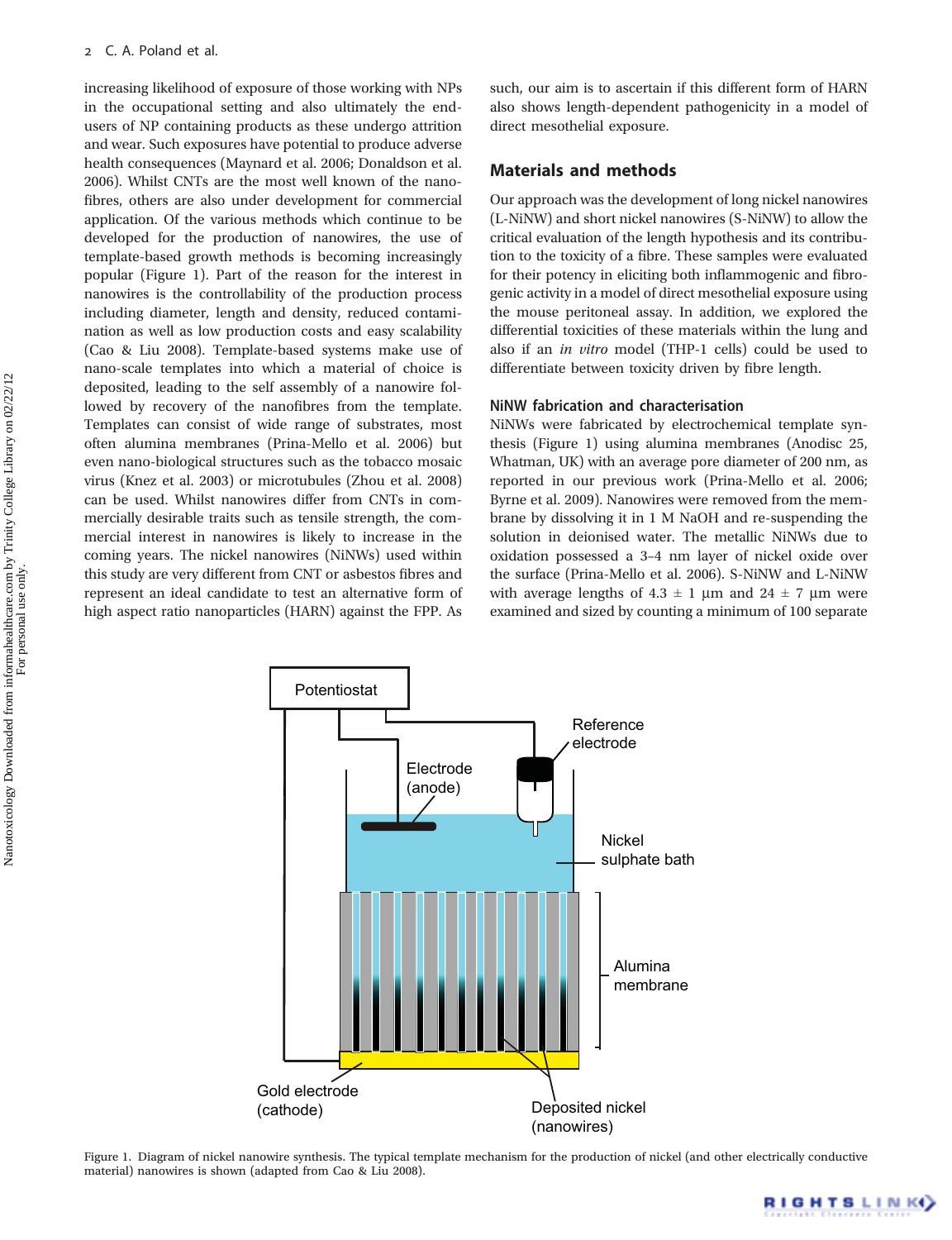increasing likelihood of exposure of those working with NPs in the occupational setting and also ultimately the end-users of NP containing products as these undergo attrition and wear. Such exposures have potential to produce adverse health consequences (Maynard et al. 2006; Donaldson et al. 2006). Whilst CNTs are the most well known of the nanofibres, others are also under development for commercial application. Of the various methods which continue to be developed for the production of nanowires, the use of template-based growth methods is becoming increasingly popular (Figure 1). Part of the reason for the interest in nanowires is the controllability of the production process including diameter, length and density, reduced contamination as well as low production costs and easy scalability (Cao & Liu 2008). Template-based systems make use of nano-scale templates into which a material of choice is deposited, leading to the self assembly of a nanowire followed by recovery of the nanofibres from the template. Templates can consist of wide range of substrates, most often alumina membranes (Prina-Mello et al. 2006) but even nano-biological structures such as the tobacco mosaic virus (Knez et al. 2003) or microtubules (Zhou et al. 2008) can be used. Whilst nanowires differ from CNTs in commercially desirable traits such as tensile strength, the commercial interest in nanowires is likely to increase in the coming years. The nickel nanowires (NiNWs) used within this study are very different from CNT or asbestos fibres and represent an ideal candidate to test an alternative form of high aspect ratio nanoparticles (HARN) against the FPP. As such, our aim is to ascertain if this different form of HARN also shows length-dependent pathogenicity in a model of direct mesothelial exposure.

## Materials and methods

Our approach was the development of long nickel nanowires (L-NiNW) and short nickel nanowires (S-NiNW) to allow the critical evaluation of the length hypothesis and its contribution to the toxicity of a fibre. These samples were evaluated for their potency in eliciting both inflammogenic and fibrogenic activity in a model of direct mesothelial exposure using the mouse peritoneal assay. In addition, we explored the differential toxicities of these materials within the lung and also if an *in vitro* model (THP-1 cells) could be used to differentiate between toxicity driven by fibre length.

### NiNW fabrication and characterisation

NiNWs were fabricated by electrochemical template synthesis (Figure 1) using alumina membranes (Anodisc 25, Whatman, UK) with an average pore diameter of 200 nm, as reported in our previous work (Prina-Mello et al. 2006; Byrne et al. 2009). Nanowires were removed from the membrane by dissolving it in 1 M NaOH and re-suspending the solution in deionised water. The metallic NiNWs due to oxidation possessed a 3–4 nm layer of nickel oxide over the surface (Prina-Mello et al. 2006). S-NiNW and L-NiNW with average lengths of $4.3 \pm 1$ µm and $24 \pm 7$ µm were examined and sized by counting a minimum of 100 separate

Potentiostat
Reference electrode
Electrode (anode)
Nickel sulphate bath
Alumina membrane
Gold electrode (cathode)
Deposited nickel (nanowires)

Figure 1. Diagram of nickel nanowire synthesis. The typical template mechanism for the production of nickel (and other electrically conductive material) nanowires is shown (adapted from Cao & Liu 2008).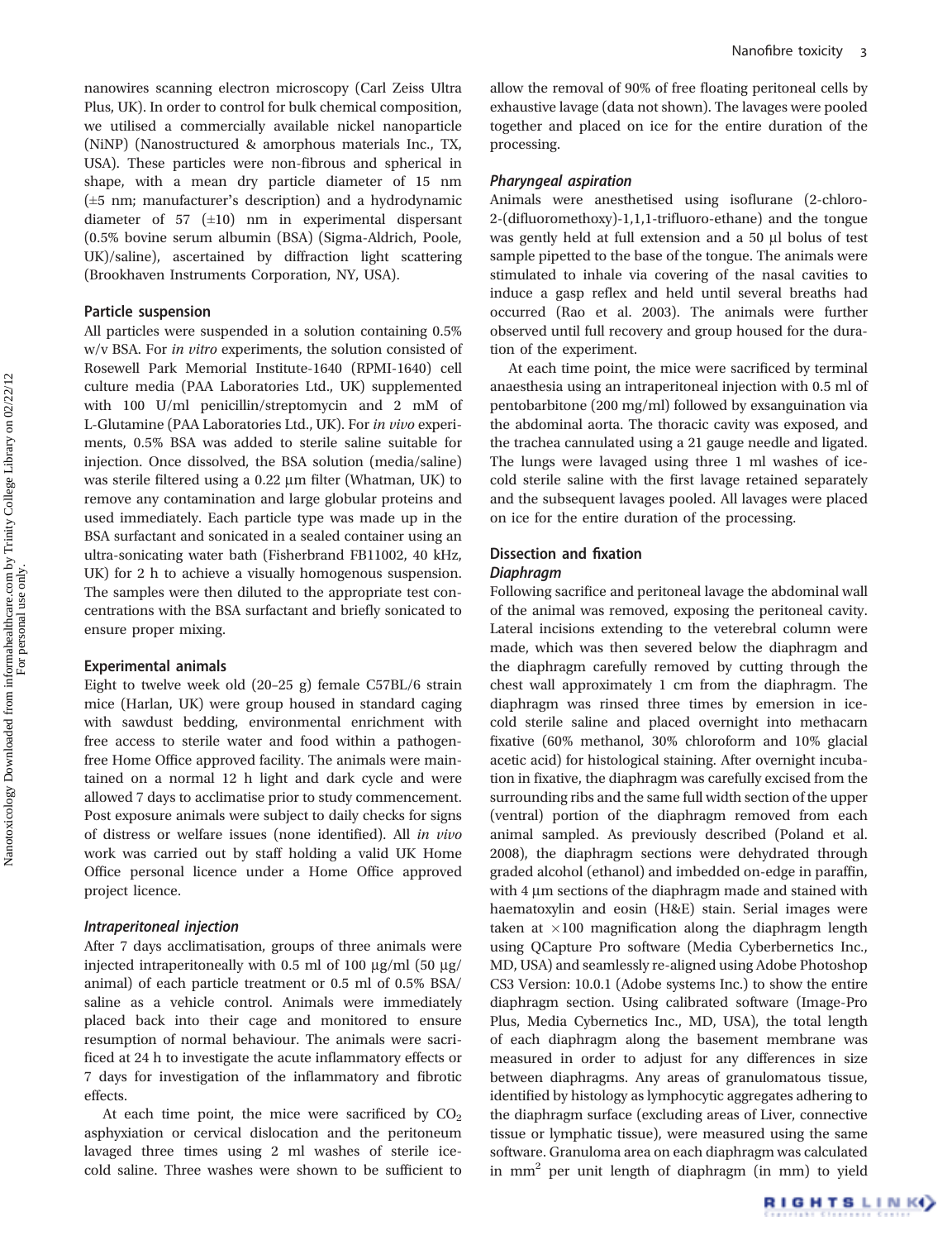nanowires scanning electron microscopy (Carl Zeiss Ultra Plus, UK). In order to control for bulk chemical composition, we utilised a commercially available nickel nanoparticle (NiNP) (Nanostructured & amorphous materials Inc., TX, USA). These particles were non-fibrous and spherical in shape, with a mean dry particle diameter of 15 nm (±5 nm; manufacturer's description) and a hydrodynamic diameter of 57 (±10) nm in experimental dispersant (0.5% bovine serum albumin (BSA) (Sigma-Aldrich, Poole, UK)/saline), ascertained by diffraction light scattering (Brookhaven Instruments Corporation, NY, USA).

### Particle suspension

All particles were suspended in a solution containing 0.5% w/v BSA. For *in vitro* experiments, the solution consisted of Rosewell Park Memorial Institute-1640 (RPMI-1640) cell culture media (PAA Laboratories Ltd., UK) supplemented with 100 U/ml penicillin/streptomycin and 2 mM of L-Glutamine (PAA Laboratories Ltd., UK). For *in vivo* experiments, 0.5% BSA was added to sterile saline suitable for injection. Once dissolved, the BSA solution (media/saline) was sterile filtered using a 0.22 µm filter (Whatman, UK) to remove any contamination and large globular proteins and used immediately. Each particle type was made up in the BSA surfactant and sonicated in a sealed container using an ultra-sonicating water bath (Fisherbrand FB11002, 40 kHz, UK) for 2 h to achieve a visually homogenous suspension. The samples were then diluted to the appropriate test concentrations with the BSA surfactant and briefly sonicated to ensure proper mixing.

### Experimental animals

Eight to twelve week old (20–25 g) female C57BL/6 strain mice (Harlan, UK) were group housed in standard caging with sawdust bedding, environmental enrichment with free access to sterile water and food within a pathogen-free Home Office approved facility. The animals were maintained on a normal 12 h light and dark cycle and were allowed 7 days to acclimatise prior to study commencement. Post exposure animals were subject to daily checks for signs of distress or welfare issues (none identified). All *in vivo* work was carried out by staff holding a valid UK Home Office personal licence under a Home Office approved project licence.

#### *Intraperitoneal injection*

After 7 days acclimatisation, groups of three animals were injected intraperitoneally with 0.5 ml of 100 µg/ml (50 µg/animal) of each particle treatment or 0.5 ml of 0.5% BSA/saline as a vehicle control. Animals were immediately placed back into their cage and monitored to ensure resumption of normal behaviour. The animals were sacrificed at 24 h to investigate the acute inflammatory effects or 7 days for investigation of the inflammatory and fibrotic effects.

At each time point, the mice were sacrificed by $CO_2$ asphyxiation or cervical dislocation and the peritoneum lavaged three times using 2 ml washes of sterile ice-cold saline. Three washes were shown to be sufficient to allow the removal of 90% of free floating peritoneal cells by exhaustive lavage (data not shown). The lavages were pooled together and placed on ice for the entire duration of the processing.

#### *Pharyngeal aspiration*

Animals were anesthetised using isoflurane (2-chloro-2-(difluoromethoxy)-1,1,1-trifluoro-ethane) and the tongue was gently held at full extension and a 50 µl bolus of test sample pipetted to the base of the tongue. The animals were stimulated to inhale via covering of the nasal cavities to induce a gasp reflex and held until several breaths had occurred (Rao et al. 2003). The animals were further observed until full recovery and group housed for the duration of the experiment.

At each time point, the mice were sacrificed by terminal anaesthesia using an intraperitoneal injection with 0.5 ml of pentobarbitone (200 mg/ml) followed by exsanguination via the abdominal aorta. The thoracic cavity was exposed, and the trachea cannulated using a 21 gauge needle and ligated. The lungs were lavaged using three 1 ml washes of ice-cold sterile saline with the first lavage retained separately and the subsequent lavages pooled. All lavages were placed on ice for the entire duration of the processing.

### Dissection and fixation

#### *Diaphragm*

Following sacrifice and peritoneal lavage the abdominal wall of the animal was removed, exposing the peritoneal cavity. Lateral incisions extending to the veterebral column were made, which was then severed below the diaphragm and the diaphragm carefully removed by cutting through the chest wall approximately 1 cm from the diaphragm. The diaphragm was rinsed three times by emersion in ice-cold sterile saline and placed overnight into methacarn fixative (60% methanol, 30% chloroform and 10% glacial acetic acid) for histological staining. After overnight incubation in fixative, the diaphragm was carefully excised from the surrounding ribs and the same full width section of the upper (ventral) portion of the diaphragm removed from each animal sampled. As previously described (Poland et al. 2008), the diaphragm sections were dehydrated through graded alcohol (ethanol) and imbedded on-edge in paraffin, with 4 µm sections of the diaphragm made and stained with haematoxylin and eosin (H&E) stain. Serial images were taken at ×100 magnification along the diaphragm length using QCapture Pro software (Media Cyberbernetics Inc., MD, USA) and seamlessly re-aligned using Adobe Photoshop CS3 Version: 10.0.1 (Adobe systems Inc.) to show the entire diaphragm section. Using calibrated software (Image-Pro Plus, Media Cybernetics Inc., MD, USA), the total length of each diaphragm along the basement membrane was measured in order to adjust for any differences in size between diaphragms. Any areas of granulomatous tissue, identified by histology as lymphocytic aggregates adhering to the diaphragm surface (excluding areas of Liver, connective tissue or lymphatic tissue), were measured using the same software. Granuloma area on each diaphragm was calculated in $mm^2$ per unit length of diaphragm (in mm) to yield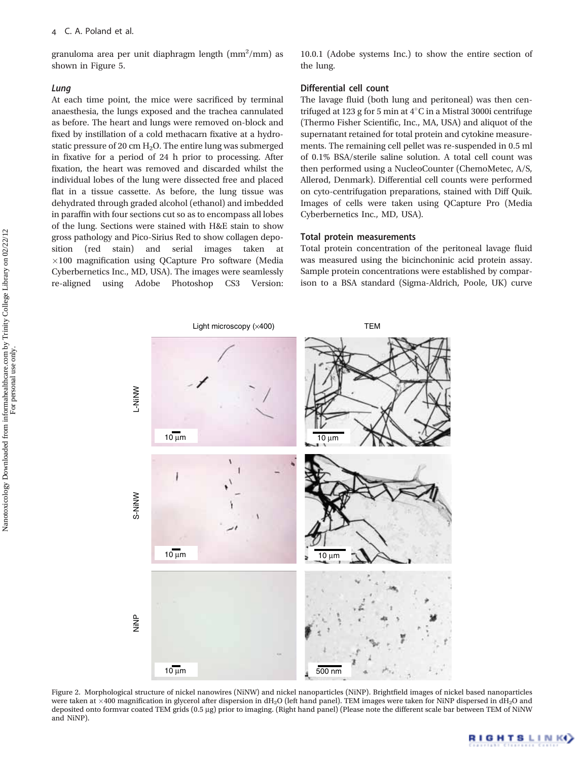granuloma area per unit diaphragm length ($mm^2/mm$) as shown in Figure 5.

### *Lung*

At each time point, the mice were sacrificed by terminal anaesthesia, the lungs exposed and the trachea cannulated as before. The heart and lungs were removed on-block and fixed by instillation of a cold methacarn fixative at a hydrostatic pressure of 20 cm $H_2O$. The entire lung was submerged in fixative for a period of 24 h prior to processing. After fixation, the heart was removed and discarded whilst the individual lobes of the lung were dissected free and placed flat in a tissue cassette. As before, the lung tissue was dehydrated through graded alcohol (ethanol) and imbedded in paraffin with four sections cut so as to encompass all lobes of the lung. Sections were stained with H&E stain to show gross pathology and Pico-Sirius Red to show collagen deposition (red stain) and serial images taken at ×100 magnification using QCapture Pro software (Media Cyberbernetics Inc., MD, USA). The images were seamlessly re-aligned using Adobe Photoshop CS3 Version: 10.0.1 (Adobe systems Inc.) to show the entire section of the lung.

### Differential cell count

The lavage fluid (both lung and peritoneal) was then centrifuged at 123 g for 5 min at 4°C in a Mistral 3000i centrifuge (Thermo Fisher Scientific, Inc., MA, USA) and aliquot of the supernatant retained for total protein and cytokine measurements. The remaining cell pellet was re-suspended in 0.5 ml of 0.1% BSA/sterile saline solution. A total cell count was then performed using a NucleoCounter (ChemoMetec, A/S, Allerød, Denmark). Differential cell counts were performed on cyto-centrifugation preparations, stained with Diff Quik. Images of cells were taken using QCapture Pro (Media Cyberbernetics Inc., MD, USA).

### Total protein measurements

Total protein concentration of the peritoneal lavage fluid was measured using the bicinchoninic acid protein assay. Sample protein concentrations were established by comparison to a BSA standard (Sigma-Aldrich, Poole, UK) curve

Figure 2. Morphological structure of nickel nanowires (NiNW) and nickel nanoparticles (NiNP). Brightfield images of nickel based nanoparticles were taken at ×400 magnification in glycerol after dispersion in $dH_2O$ (left hand panel). TEM images were taken for NiNP dispersed in $dH_2O$ and deposited onto formvar coated TEM grids (0.5 µg) prior to imaging. (Right hand panel) (Please note the different scale bar between TEM of NiNW and NiNP).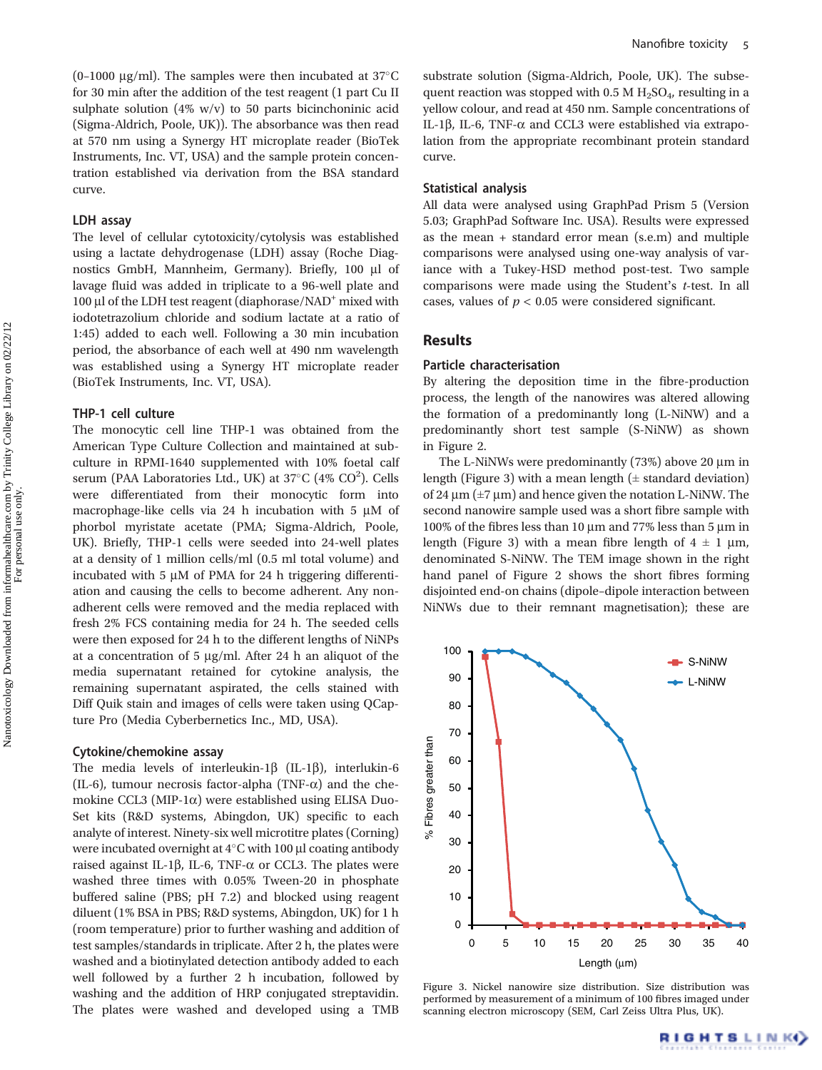(0–1000 μg/ml). The samples were then incubated at 37°C for 30 min after the addition of the test reagent (1 part Cu II sulphate solution (4% w/v) to 50 parts bicinchoninic acid (Sigma-Aldrich, Poole, UK)). The absorbance was then read at 570 nm using a Synergy HT microplate reader (BioTek Instruments, Inc. VT, USA) and the sample protein concentration established via derivation from the BSA standard curve.

### LDH assay

The level of cellular cytotoxicity/cytolysis was established using a lactate dehydrogenase (LDH) assay (Roche Diagnostics GmbH, Mannheim, Germany). Briefly, 100 μl of lavage fluid was added in triplicate to a 96-well plate and 100 μl of the LDH test reagent (diaphorase/$NAD^+$ mixed with iodotetrazolium chloride and sodium lactate at a ratio of 1:45) added to each well. Following a 30 min incubation period, the absorbance of each well at 490 nm wavelength was established using a Synergy HT microplate reader (BioTek Instruments, Inc. VT, USA).

### THP-1 cell culture

The monocytic cell line THP-1 was obtained from the American Type Culture Collection and maintained at subculture in RPMI-1640 supplemented with 10% foetal calf serum (PAA Laboratories Ltd., UK) at 37°C (4% $CO^2$). Cells were differentiated from their monocytic form into macrophage-like cells via 24 h incubation with 5 μM of phorbol myristate acetate (PMA; Sigma-Aldrich, Poole, UK). Briefly, THP-1 cells were seeded into 24-well plates at a density of 1 million cells/ml (0.5 ml total volume) and incubated with 5 μM of PMA for 24 h triggering differentiation and causing the cells to become adherent. Any non-adherent cells were removed and the media replaced with fresh 2% FCS containing media for 24 h. The seeded cells were then exposed for 24 h to the different lengths of NiNPs at a concentration of 5 μg/ml. After 24 h an aliquot of the media supernatant retained for cytokine analysis, the remaining supernatant aspirated, the cells stained with Diff Quik stain and images of cells were taken using QCapture Pro (Media Cyberbernetics Inc., MD, USA).

### Cytokine/chemokine assay

The media levels of interleukin-1β (IL-1β), interlukin-6 (IL-6), tumour necrosis factor-alpha (TNF-α) and the chemokine CCL3 (MIP-1α) were established using ELISA DuoSet kits (R&D systems, Abingdon, UK) specific to each analyte of interest. Ninety-six well microtitre plates (Corning) were incubated overnight at 4°C with 100 μl coating antibody raised against IL-1β, IL-6, TNF-α or CCL3. The plates were washed three times with 0.05% Tween-20 in phosphate buffered saline (PBS; pH 7.2) and blocked using reagent diluent (1% BSA in PBS; R&D systems, Abingdon, UK) for 1 h (room temperature) prior to further washing and addition of test samples/standards in triplicate. After 2 h, the plates were washed and a biotinylated detection antibody added to each well followed by a further 2 h incubation, followed by washing and the addition of HRP conjugated streptavidin. The plates were washed and developed using a TMB substrate solution (Sigma-Aldrich, Poole, UK). The subsequent reaction was stopped with 0.5 M $H_2SO_4$, resulting in a yellow colour, and read at 450 nm. Sample concentrations of IL-1β, IL-6, TNF-α and CCL3 were established via extrapolation from the appropriate recombinant protein standard curve.

### Statistical analysis

All data were analysed using GraphPad Prism 5 (Version 5.03; GraphPad Software Inc. USA). Results were expressed as the mean + standard error mean (s.e.m) and multiple comparisons were analysed using one-way analysis of variance with a Tukey-HSD method post-test. Two sample comparisons were made using the Student's *t*-test. In all cases, values of $p < 0.05$ were considered significant.

## Results

### Particle characterisation

By altering the deposition time in the fibre-production process, the length of the nanowires was altered allowing the formation of a predominantly long (L-NiNW) and a predominantly short test sample (S-NiNW) as shown in Figure 2.

The L-NiNWs were predominantly (73%) above 20 μm in length (Figure 3) with a mean length (± standard deviation) of 24 μm (±7 μm) and hence given the notation L-NiNW. The second nanowire sample used was a short fibre sample with 100% of the fibres less than 10 μm and 77% less than 5 μm in length (Figure 3) with a mean fibre length of 4 ± 1 μm, denominated S-NiNW. The TEM image shown in the right hand panel of Figure 2 shows the short fibres forming disjointed end-on chains (dipole–dipole interaction between NiNWs due to their remnant magnetisation); these are

Figure 3. Nickel nanowire size distribution. Size distribution was performed by measurement of a minimum of 100 fibres imaged under scanning electron microscopy (SEM, Carl Zeiss Ultra Plus, UK).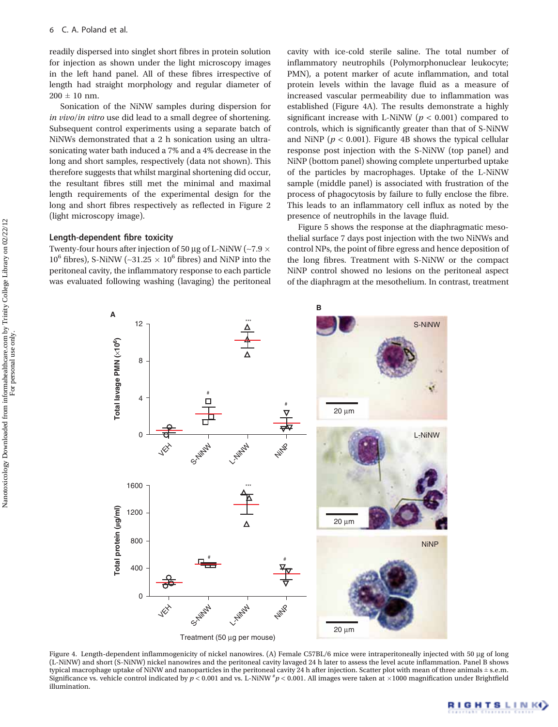readily dispersed into singlet short fibres in protein solution for injection as shown under the light microscopy images in the left hand panel. All of these fibres irrespective of length had straight morphology and regular diameter of 200 ± 10 nm.

Sonication of the NiNW samples during dispersion for *in vivo*/*in vitro* use did lead to a small degree of shortening. Subsequent control experiments using a separate batch of NiNWs demonstrated that a 2 h sonication using an ultrasonicating water bath induced a 7% and a 4% decrease in the long and short samples, respectively (data not shown). This therefore suggests that whilst marginal shortening did occur, the resultant fibres still met the minimal and maximal length requirements of the experimental design for the long and short fibres respectively as reflected in Figure 2 (light microscopy image).

### Length-dependent fibre toxicity

Twenty-four hours after injection of 50 μg of L-NiNW (~7.9 × $10^6$ fibres), S-NiNW (~31.25 × $10^6$ fibres) and NiNP into the peritoneal cavity, the inflammatory response to each particle was evaluated following washing (lavaging) the peritoneal cavity with ice-cold sterile saline. The total number of inflammatory neutrophils (Polymorphonuclear leukocyte; PMN), a potent marker of acute inflammation, and total protein levels within the lavage fluid as a measure of increased vascular permeability due to inflammation was established (Figure 4A). The results demonstrate a highly significant increase with L-NiNW ($p < 0.001$) compared to controls, which is significantly greater than that of S-NiNW and NiNP ($p < 0.001$). Figure 4B shows the typical cellular response post injection with the S-NiNW (top panel) and NiNP (bottom panel) showing complete unperturbed uptake of the particles by macrophages. Uptake of the L-NiNW sample (middle panel) is associated with frustration of the process of phagocytosis by failure to fully enclose the fibre. This leads to an inflammatory cell influx as noted by the presence of neutrophils in the lavage fluid.

Figure 5 shows the response at the diaphragmatic mesothelial surface 7 days post injection with the two NiNWs and control NPs, the point of fibre egress and hence deposition of the long fibres. Treatment with S-NiNW or the compact NiNP control showed no lesions on the peritoneal aspect of the diaphragm at the mesothelium. In contrast, treatment

Figure 4. Length-dependent inflammogenicity of nickel nanowires. (A) Female C57BL/6 mice were intraperitoneally injected with 50 μg of long (L-NiNW) and short (S-NiNW) nickel nanowires and the peritoneal cavity lavaged 24 h later to assess the level acute inflammation. Panel B shows typical macrophage uptake of NiNW and nanoparticles in the peritoneal cavity 24 h after injection. Scatter plot with mean of three animals ± s.e.m. Significance vs. vehicle control indicated by $p < 0.001$ and vs. L-NiNW $^{\#}p < 0.001$. All images were taken at ×1000 magnification under Brightfield illumination.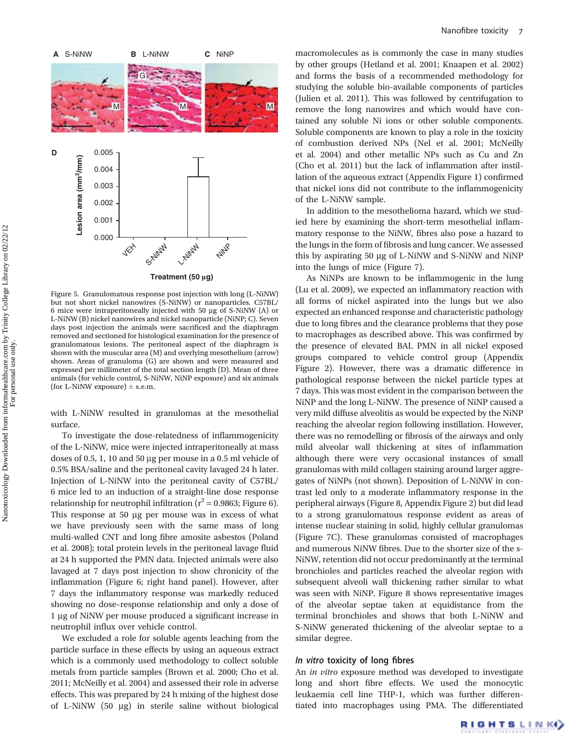Figure 5. Granulomatous response post injection with long (L-NiNW) but not short nickel nanowires (S-NiNW) or nanoparticles. C57BL/6 mice were intraperitoneally injected with 50 µg of S-NiNW (A) or L-NiNW (B) nickel nanowires and nickel nanoparticle (NiNP; C). Seven days post injection the animals were sacrificed and the diaphragm removed and sectioned for histological examination for the presence of granulomatous lesions. The peritoneal aspect of the diaphragm is shown with the muscular area (M) and overlying mesothelium (arrow) shown. Areas of granuloma (G) are shown and were measured and expressed per millimeter of the total section length (D). Mean of three animals (for vehicle control, S-NiNW, NiNP exposure) and six animals (for L-NiNW exposure) ± s.e.m.

with L-NiNW resulted in granulomas at the mesothelial surface.

To investigate the dose-relatedness of inflammogenicity of the L-NiNW, mice were injected intraperitoneally at mass doses of 0.5, 1, 10 and 50 µg per mouse in a 0.5 ml vehicle of 0.5% BSA/saline and the peritoneal cavity lavaged 24 h later. Injection of L-NiNW into the peritoneal cavity of C57BL/6 mice led to an induction of a straight-line dose response relationship for neutrophil infiltration ($r^2 = 0.9863$; Figure 6). This response at 50 µg per mouse was in excess of what we have previously seen with the same mass of long multi-walled CNT and long fibre amosite asbestos (Poland et al. 2008); total protein levels in the peritoneal lavage fluid at 24 h supported the PMN data. Injected animals were also lavaged at 7 days post injection to show chronicity of the inflammation (Figure 6; right hand panel). However, after 7 days the inflammatory response was markedly reduced showing no dose–response relationship and only a dose of 1 µg of NiNW per mouse produced a significant increase in neutrophil influx over vehicle control.

We excluded a role for soluble agents leaching from the particle surface in these effects by using an aqueous extract which is a commonly used methodology to collect soluble metals from particle samples (Brown et al. 2000; Cho et al. 2011; McNeilly et al. 2004) and assessed their role in adverse effects. This was prepared by 24 h mixing of the highest dose of L-NiNW (50 µg) in sterile saline without biological macromolecules as is commonly the case in many studies by other groups (Hetland et al. 2001; Knaapen et al. 2002) and forms the basis of a recommended methodology for studying the soluble bio-available components of particles (Julien et al. 2011). This was followed by centrifugation to remove the long nanowires and which would have contained any soluble Ni ions or other soluble components. Soluble components are known to play a role in the toxicity of combustion derived NPs (Nel et al. 2001; McNeilly et al. 2004) and other metallic NPs such as Cu and Zn (Cho et al. 2011) but the lack of inflammation after instillation of the aqueous extract (Appendix Figure 1) confirmed that nickel ions did not contribute to the inflammogenicity of the L-NiNW sample.

In addition to the mesothelioma hazard, which we studied here by examining the short-term mesothelial inflammatory response to the NiNW, fibres also pose a hazard to the lungs in the form of fibrosis and lung cancer. We assessed this by aspirating 50 µg of L-NiNW and S-NiNW and NiNP into the lungs of mice (Figure 7).

As NiNPs are known to be inflammogenic in the lung (Lu et al. 2009), we expected an inflammatory reaction with all forms of nickel aspirated into the lungs but we also expected an enhanced response and characteristic pathology due to long fibres and the clearance problems that they pose to macrophages as described above. This was confirmed by the presence of elevated BAL PMN in all nickel exposed groups compared to vehicle control group (Appendix Figure 2). However, there was a dramatic difference in pathological response between the nickel particle types at 7 days. This was most evident in the comparison between the NiNP and the long L-NiNW. The presence of NiNP caused a very mild diffuse alveolitis as would be expected by the NiNP reaching the alveolar region following instillation. However, there was no remodelling or fibrosis of the airways and only mild alveolar wall thickening at sites of inflammation although there were very occasional instances of small granulomas with mild collagen staining around larger aggregates of NiNPs (not shown). Deposition of L-NiNW in contrast led only to a moderate inflammatory response in the peripheral airways (Figure 8, Appendix Figure 2) but did lead to a strong granulomatous response evident as areas of intense nuclear staining in solid, highly cellular granulomas (Figure 7C). These granulomas consisted of macrophages and numerous NiNW fibres. Due to the shorter size of the s-NiNW, retention did not occur predominantly at the terminal bronchioles and particles reached the alveolar region with subsequent alveoli wall thickening rather similar to what was seen with NiNP. Figure 8 shows representative images of the alveolar septae taken at equidistance from the terminal bronchioles and shows that both L-NiNW and S-NiNW generated thickening of the alveolar septae to a similar degree.

### *In vitro* toxicity of long fibres

An *in vitro* exposure method was developed to investigate long and short fibre effects. We used the monocytic leukaemia cell line THP-1, which was further differentiated into macrophages using PMA. The differentiated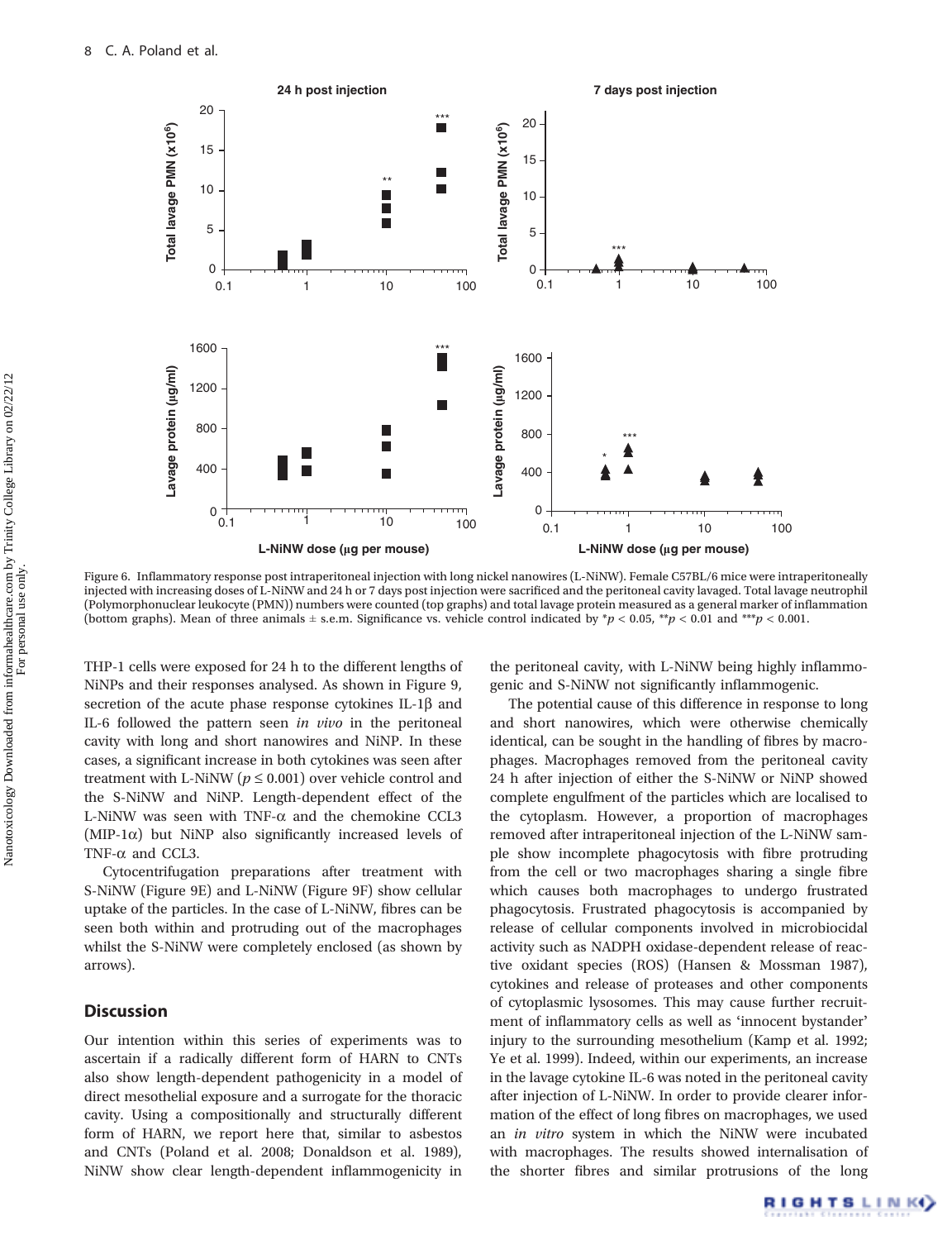Figure 6. Inflammatory response post intraperitoneal injection with long nickel nanowires (L-NiNW). Female C57BL/6 mice were intraperitoneally injected with increasing doses of L-NiNW and 24 h or 7 days post injection were sacrificed and the peritoneal cavity lavaged. Total lavage neutrophil (Polymorphonuclear leukocyte (PMN)) numbers were counted (top graphs) and total lavage protein measured as a general marker of inflammation (bottom graphs). Mean of three animals ± s.e.m. Significance vs. vehicle control indicated by \*$p < 0.05$, \*\*$p < 0.01$ and \*\*\*$p < 0.001$.

THP-1 cells were exposed for 24 h to the different lengths of NiNPs and their responses analysed. As shown in Figure 9, secretion of the acute phase response cytokines IL-1β and IL-6 followed the pattern seen *in vivo* in the peritoneal cavity with long and short nanowires and NiNP. In these cases, a significant increase in both cytokines was seen after treatment with L-NiNW ($p \leq 0.001$) over vehicle control and the S-NiNW and NiNP. Length-dependent effect of the L-NiNW was seen with TNF-α and the chemokine CCL3 (MIP-1α) but NiNP also significantly increased levels of TNF-α and CCL3.

Cytocentrifugation preparations after treatment with S-NiNW (Figure 9E) and L-NiNW (Figure 9F) show cellular uptake of the particles. In the case of L-NiNW, fibres can be seen both within and protruding out of the macrophages whilst the S-NiNW were completely enclosed (as shown by arrows).

## Discussion

Our intention within this series of experiments was to ascertain if a radically different form of HARN to CNTs also show length-dependent pathogenicity in a model of direct mesothelial exposure and a surrogate for the thoracic cavity. Using a compositionally and structurally different form of HARN, we report here that, similar to asbestos and CNTs (Poland et al. 2008; Donaldson et al. 1989), NiNW show clear length-dependent inflammogenicity in the peritoneal cavity, with L-NiNW being highly inflammogenic and S-NiNW not significantly inflammogenic.

The potential cause of this difference in response to long and short nanowires, which were otherwise chemically identical, can be sought in the handling of fibres by macrophages. Macrophages removed from the peritoneal cavity 24 h after injection of either the S-NiNW or NiNP showed complete engulfment of the particles which are localised to the cytoplasm. However, a proportion of macrophages removed after intraperitoneal injection of the L-NiNW sample show incomplete phagocytosis with fibre protruding from the cell or two macrophages sharing a single fibre which causes both macrophages to undergo frustrated phagocytosis. Frustrated phagocytosis is accompanied by release of cellular components involved in microbiocidal activity such as NADPH oxidase-dependent release of reactive oxidant species (ROS) (Hansen & Mossman 1987), cytokines and release of proteases and other components of cytoplasmic lysosomes. This may cause further recruitment of inflammatory cells as well as 'innocent bystander' injury to the surrounding mesothelium (Kamp et al. 1992; Ye et al. 1999). Indeed, within our experiments, an increase in the lavage cytokine IL-6 was noted in the peritoneal cavity after injection of L-NiNW. In order to provide clearer information of the effect of long fibres on macrophages, we used an *in vitro* system in which the NiNW were incubated with macrophages. The results showed internalisation of the shorter fibres and similar protrusions of the long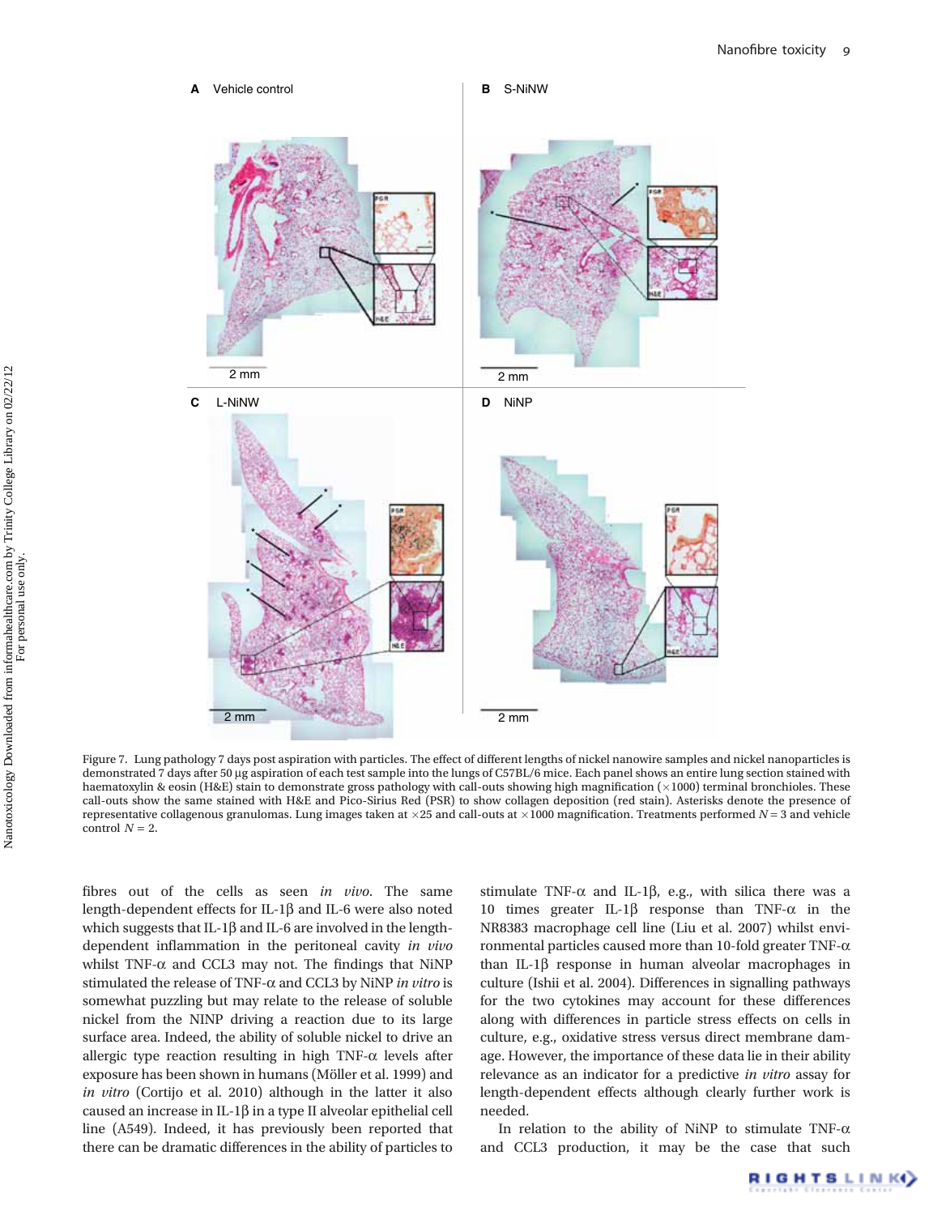Figure 7. Lung pathology 7 days post aspiration with particles. The effect of different lengths of nickel nanowire samples and nickel nanoparticles is demonstrated 7 days after 50 μg aspiration of each test sample into the lungs of C57BL/6 mice. Each panel shows an entire lung section stained with haematoxylin & eosin (H&E) stain to demonstrate gross pathology with call-outs showing high magnification (×1000) terminal bronchioles. These call-outs show the same stained with H&E and Pico-Sirius Red (PSR) to show collagen deposition (red stain). Asterisks denote the presence of representative collagenous granulomas. Lung images taken at ×25 and call-outs at ×1000 magnification. Treatments performed $N = 3$ and vehicle control $N = 2$.

fibres out of the cells as seen *in vivo*. The same length-dependent effects for IL-1β and IL-6 were also noted which suggests that IL-1β and IL-6 are involved in the length-dependent inflammation in the peritoneal cavity *in vivo* whilst TNF-α and CCL3 may not. The findings that NiNP stimulated the release of TNF-α and CCL3 by NiNP *in vitro* is somewhat puzzling but may relate to the release of soluble nickel from the NINP driving a reaction due to its large surface area. Indeed, the ability of soluble nickel to drive an allergic type reaction resulting in high TNF-α levels after exposure has been shown in humans (Möller et al. 1999) and *in vitro* (Cortijo et al. 2010) although in the latter it also caused an increase in IL-1β in a type II alveolar epithelial cell line (A549). Indeed, it has previously been reported that there can be dramatic differences in the ability of particles to stimulate TNF-α and IL-1β, e.g., with silica there was a 10 times greater IL-1β response than TNF-α in the NR8383 macrophage cell line (Liu et al. 2007) whilst environmental particles caused more than 10-fold greater TNF-α than IL-1β response in human alveolar macrophages in culture (Ishii et al. 2004). Differences in signalling pathways for the two cytokines may account for these differences along with differences in particle stress effects on cells in culture, e.g., oxidative stress versus direct membrane damage. However, the importance of these data lie in their ability relevance as an indicator for a predictive *in vitro* assay for length-dependent effects although clearly further work is needed.

In relation to the ability of NiNP to stimulate TNF-α and CCL3 production, it may be the case that such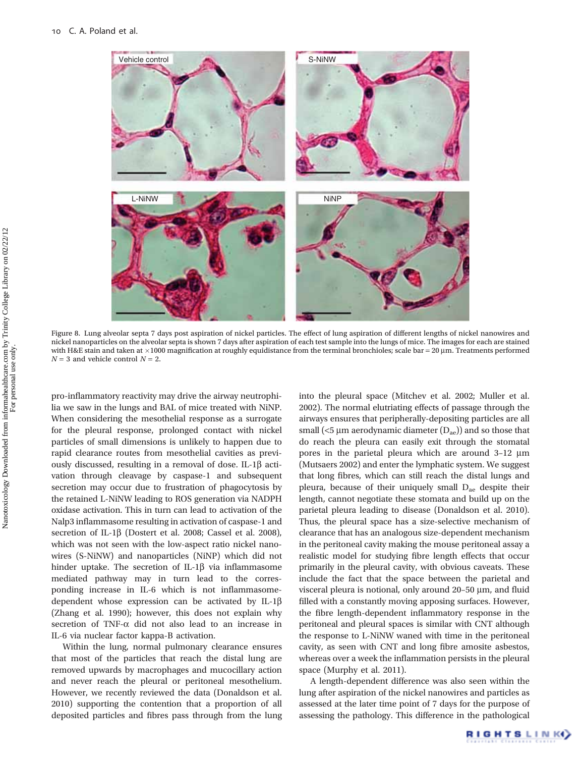Figure 8. Lung alveolar septa 7 days post aspiration of nickel particles. The effect of lung aspiration of different lengths of nickel nanowires and nickel nanoparticles on the alveolar septa is shown 7 days after aspiration of each test sample into the lungs of mice. The images for each are stained with H&E stain and taken at ×1000 magnification at roughly equidistance from the terminal bronchioles; scale bar = 20 µm. Treatments performed $N = 3$ and vehicle control $N = 2$.

pro-inflammatory reactivity may drive the airway neutrophilia we saw in the lungs and BAL of mice treated with NiNP. When considering the mesothelial response as a surrogate for the pleural response, prolonged contact with nickel particles of small dimensions is unlikely to happen due to rapid clearance routes from mesothelial cavities as previously discussed, resulting in a removal of dose. IL-1β activation through cleavage by caspase-1 and subsequent secretion may occur due to frustration of phagocytosis by the retained L-NiNW leading to ROS generation via NADPH oxidase activation. This in turn can lead to activation of the Nalp3 inflammasome resulting in activation of caspase-1 and secretion of IL-1β (Dostert et al. 2008; Cassel et al. 2008), which was not seen with the low-aspect ratio nickel nanowires (S-NiNW) and nanoparticles (NiNP) which did not hinder uptake. The secretion of IL-1β via inflammasome mediated pathway may in turn lead to the corresponding increase in IL-6 which is not inflammasome-dependent whose expression can be activated by IL-1β (Zhang et al. 1990); however, this does not explain why secretion of TNF-α did not also lead to an increase in IL-6 via nuclear factor kappa-B activation.

Within the lung, normal pulmonary clearance ensures that most of the particles that reach the distal lung are removed upwards by macrophages and mucocillary action and never reach the pleural or peritoneal mesothelium. However, we recently reviewed the data (Donaldson et al. 2010) supporting the contention that a proportion of all deposited particles and fibres pass through from the lung into the pleural space (Mitchev et al. 2002; Muller et al. 2002). The normal elutriating effects of passage through the airways ensures that peripherally-depositing particles are all small (<5 µm aerodynamic diameter ($D_{ae}$)) and so those that do reach the pleura can easily exit through the stomatal pores in the parietal pleura which are around 3–12 µm (Mutsaers 2002) and enter the lymphatic system. We suggest that long fibres, which can still reach the distal lungs and pleura, because of their uniquely small $D_{ae}$ despite their length, cannot negotiate these stomata and build up on the parietal pleura leading to disease (Donaldson et al. 2010). Thus, the pleural space has a size-selective mechanism of clearance that has an analogous size-dependent mechanism in the peritoneal cavity making the mouse peritoneal assay a realistic model for studying fibre length effects that occur primarily in the pleural cavity, with obvious caveats. These include the fact that the space between the parietal and visceral pleura is notional, only around 20–50 µm, and fluid filled with a constantly moving apposing surfaces. However, the fibre length-dependent inflammatory response in the peritoneal and pleural spaces is similar with CNT although the response to L-NiNW waned with time in the peritoneal cavity, as seen with CNT and long fibre amosite asbestos, whereas over a week the inflammation persists in the pleural space (Murphy et al. 2011).

A length-dependent difference was also seen within the lung after aspiration of the nickel nanowires and particles as assessed at the later time point of 7 days for the purpose of assessing the pathology. This difference in the pathological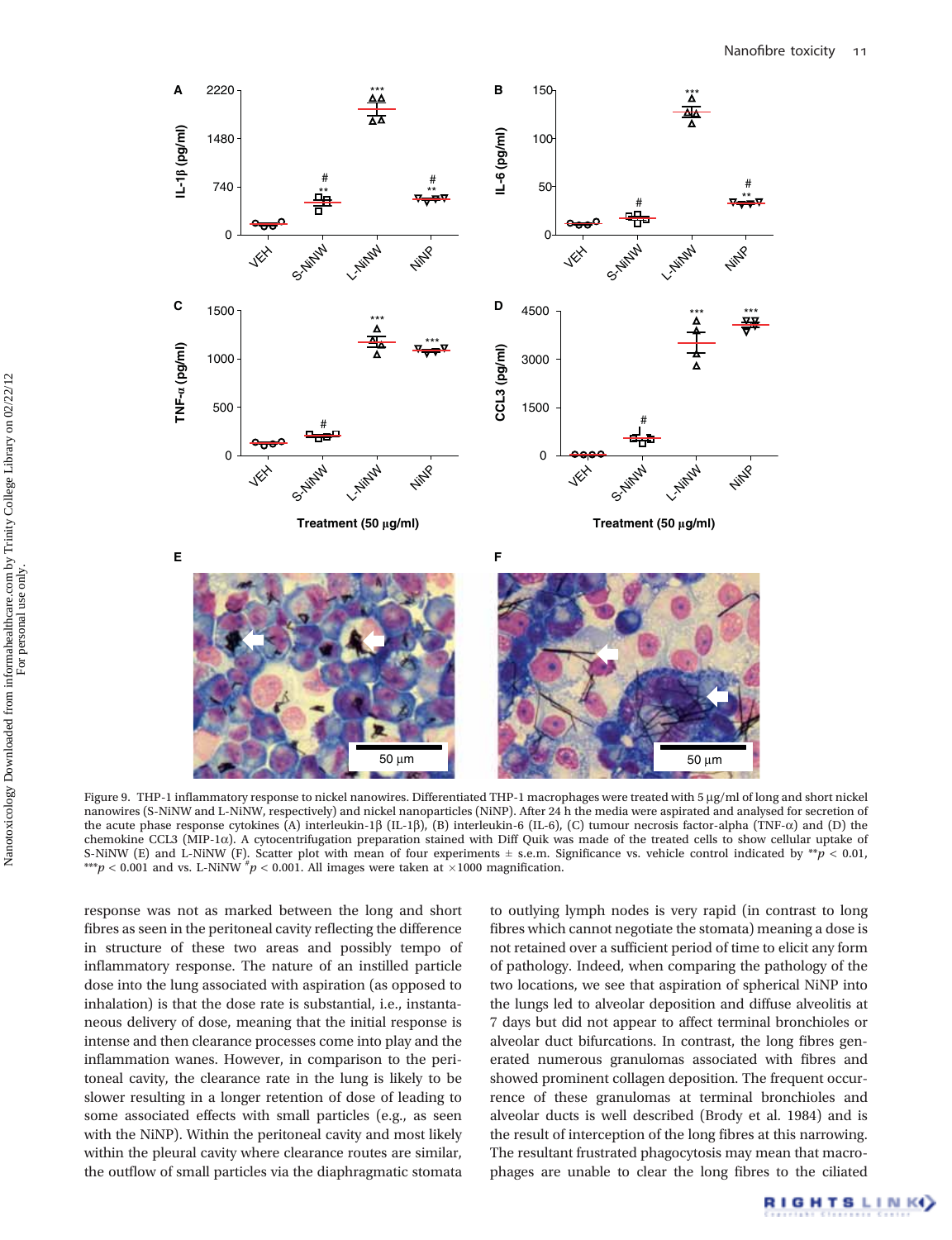Figure 9. THP-1 inflammatory response to nickel nanowires. Differentiated THP-1 macrophages were treated with 5 μg/ml of long and short nickel nanowires (S-NiNW and L-NiNW, respectively) and nickel nanoparticles (NiNP). After 24 h the media were aspirated and analysed for secretion of the acute phase response cytokines (A) interleukin-1β (IL-1β), (B) interleukin-6 (IL-6), (C) tumour necrosis factor-alpha (TNF-α) and (D) the chemokine CCL3 (MIP-1α). A cytocentrifugation preparation stained with Diff Quik was made of the treated cells to show cellular uptake of S-NiNW (E) and L-NiNW (F). Scatter plot with mean of four experiments ± s.e.m. Significance vs. vehicle control indicated by $^{**}p < 0.01$, $^{***}p < 0.001$ and vs. L-NiNW $^{\#}p < 0.001$. All images were taken at ×1000 magnification.

response was not as marked between the long and short fibres as seen in the peritoneal cavity reflecting the difference in structure of these two areas and possibly tempo of inflammatory response. The nature of an instilled particle dose into the lung associated with aspiration (as opposed to inhalation) is that the dose rate is substantial, i.e., instantaneous delivery of dose, meaning that the initial response is intense and then clearance processes come into play and the inflammation wanes. However, in comparison to the peritoneal cavity, the clearance rate in the lung is likely to be slower resulting in a longer retention of dose of leading to some associated effects with small particles (e.g., as seen with the NiNP). Within the peritoneal cavity and most likely within the pleural cavity where clearance routes are similar, the outflow of small particles via the diaphragmatic stomata to outlying lymph nodes is very rapid (in contrast to long fibres which cannot negotiate the stomata) meaning a dose is not retained over a sufficient period of time to elicit any form of pathology. Indeed, when comparing the pathology of the two locations, we see that aspiration of spherical NiNP into the lungs led to alveolar deposition and diffuse alveolitis at 7 days but did not appear to affect terminal bronchioles or alveolar duct bifurcations. In contrast, the long fibres generated numerous granulomas associated with fibres and showed prominent collagen deposition. The frequent occurrence of these granulomas at terminal bronchioles and alveolar ducts is well described (Brody et al. 1984) and is the result of interception of the long fibres at this narrowing. The resultant frustrated phagocytosis may mean that macrophages are unable to clear the long fibres to the ciliated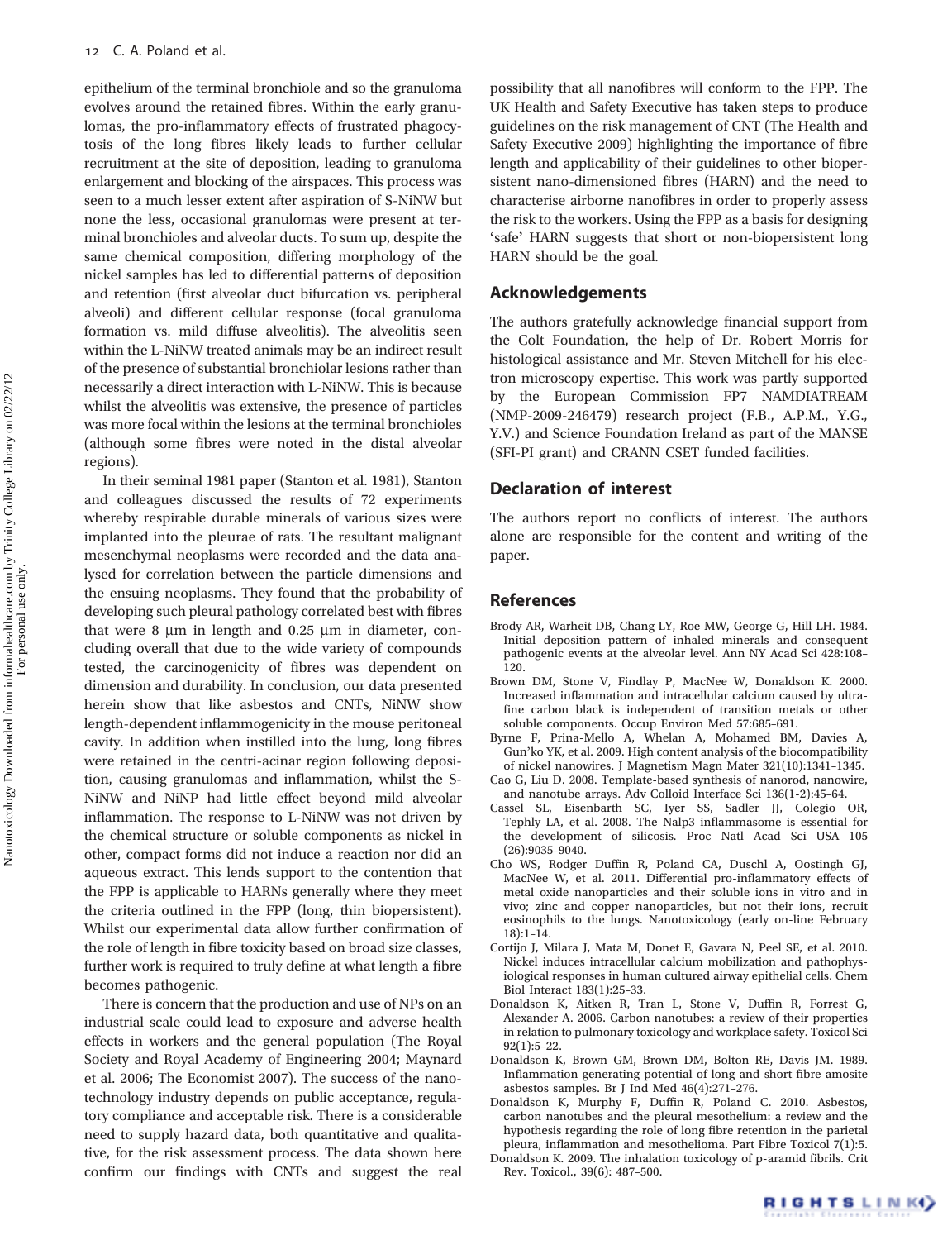epithelium of the terminal bronchiole and so the granuloma evolves around the retained fibres. Within the early granulomas, the pro-inflammatory effects of frustrated phagocytosis of the long fibres likely leads to further cellular recruitment at the site of deposition, leading to granuloma enlargement and blocking of the airspaces. This process was seen to a much lesser extent after aspiration of S-NiNW but none the less, occasional granulomas were present at terminal bronchioles and alveolar ducts. To sum up, despite the same chemical composition, differing morphology of the nickel samples has led to differential patterns of deposition and retention (first alveolar duct bifurcation vs. peripheral alveoli) and different cellular response (focal granuloma formation vs. mild diffuse alveolitis). The alveolitis seen within the L-NiNW treated animals may be an indirect result of the presence of substantial bronchiolar lesions rather than necessarily a direct interaction with L-NiNW. This is because whilst the alveolitis was extensive, the presence of particles was more focal within the lesions at the terminal bronchioles (although some fibres were noted in the distal alveolar regions).

In their seminal 1981 paper (Stanton et al. 1981), Stanton and colleagues discussed the results of 72 experiments whereby respirable durable minerals of various sizes were implanted into the pleurae of rats. The resultant malignant mesenchymal neoplasms were recorded and the data analysed for correlation between the particle dimensions and the ensuing neoplasms. They found that the probability of developing such pleural pathology correlated best with fibres that were 8 μm in length and 0.25 μm in diameter, concluding overall that due to the wide variety of compounds tested, the carcinogenicity of fibres was dependent on dimension and durability. In conclusion, our data presented herein show that like asbestos and CNTs, NiNW show length-dependent inflammogenicity in the mouse peritoneal cavity. In addition when instilled into the lung, long fibres were retained in the centri-acinar region following deposition, causing granulomas and inflammation, whilst the S-NiNW and NiNP had little effect beyond mild alveolar inflammation. The response to L-NiNW was not driven by the chemical structure or soluble components as nickel in other, compact forms did not induce a reaction nor did an aqueous extract. This lends support to the contention that the FPP is applicable to HARNs generally where they meet the criteria outlined in the FPP (long, thin biopersistent). Whilst our experimental data allow further confirmation of the role of length in fibre toxicity based on broad size classes, further work is required to truly define at what length a fibre becomes pathogenic.

There is concern that the production and use of NPs on an industrial scale could lead to exposure and adverse health effects in workers and the general population (The Royal Society and Royal Academy of Engineering 2004; Maynard et al. 2006; The Economist 2007). The success of the nanotechnology industry depends on public acceptance, regulatory compliance and acceptable risk. There is a considerable need to supply hazard data, both quantitative and qualitative, for the risk assessment process. The data shown here confirm our findings with CNTs and suggest the real possibility that all nanofibres will conform to the FPP. The UK Health and Safety Executive has taken steps to produce guidelines on the risk management of CNT (The Health and Safety Executive 2009) highlighting the importance of fibre length and applicability of their guidelines to other biopersistent nano-dimensioned fibres (HARN) and the need to characterise airborne nanofibres in order to properly assess the risk to the workers. Using the FPP as a basis for designing 'safe' HARN suggests that short or non-biopersistent long HARN should be the goal.

## Acknowledgements

The authors gratefully acknowledge financial support from the Colt Foundation, the help of Dr. Robert Morris for histological assistance and Mr. Steven Mitchell for his electron microscopy expertise. This work was partly supported by the European Commission FP7 NAMDIATREAM (NMP-2009-246479) research project (F.B., A.P.M., Y.G., Y.V.) and Science Foundation Ireland as part of the MANSE (SFI-PI grant) and CRANN CSET funded facilities.

## Declaration of interest

The authors report no conflicts of interest. The authors alone are responsible for the content and writing of the paper.

## References

Brody AR, Warheit DB, Chang LY, Roe MW, George G, Hill LH. 1984. Initial deposition pattern of inhaled minerals and consequent pathogenic events at the alveolar level. Ann NY Acad Sci 428:108–120.

Brown DM, Stone V, Findlay P, MacNee W, Donaldson K. 2000. Increased inflammation and intracellular calcium caused by ultrafine carbon black is independent of transition metals or other soluble components. Occup Environ Med 57:685–691.

Byrne F, Prina-Mello A, Whelan A, Mohamed BM, Davies A, Gun'ko YK, et al. 2009. High content analysis of the biocompatibility of nickel nanowires. J Magnetism Magn Mater 321(10):1341–1345.

Cao G, Liu D. 2008. Template-based synthesis of nanorod, nanowire, and nanotube arrays. Adv Colloid Interface Sci 136(1-2):45–64.

Cassel SL, Eisenbarth SC, Iyer SS, Sadler JJ, Colegio OR, Tephly LA, et al. 2008. The Nalp3 inflammasome is essential for the development of silicosis. Proc Natl Acad Sci USA 105 (26):9035–9040.

Cho WS, Rodger Duffin R, Poland CA, Duschl A, Oostingh GJ, MacNee W, et al. 2011. Differential pro-inflammatory effects of metal oxide nanoparticles and their soluble ions in vitro and in vivo; zinc and copper nanoparticles, but not their ions, recruit eosinophils to the lungs. Nanotoxicology (early on-line February 18):1–14.

Cortijo J, Milara J, Mata M, Donet E, Gavara N, Peel SE, et al. 2010. Nickel induces intracellular calcium mobilization and pathophysiological responses in human cultured airway epithelial cells. Chem Biol Interact 183(1):25–33.

Donaldson K, Aitken R, Tran L, Stone V, Duffin R, Forrest G, Alexander A. 2006. Carbon nanotubes: a review of their properties in relation to pulmonary toxicology and workplace safety. Toxicol Sci 92(1):5–22.

Donaldson K, Brown GM, Brown DM, Bolton RE, Davis JM. 1989. Inflammation generating potential of long and short fibre amosite asbestos samples. Br J Ind Med 46(4):271–276.

Donaldson K, Murphy F, Duffin R, Poland C. 2010. Asbestos, carbon nanotubes and the pleural mesothelium: a review and the hypothesis regarding the role of long fibre retention in the parietal pleura, inflammation and mesothelioma. Part Fibre Toxicol 7(1):5.

Donaldson K. 2009. The inhalation toxicology of p-aramid fibrils. Crit Rev. Toxicol., 39(6): 487–500.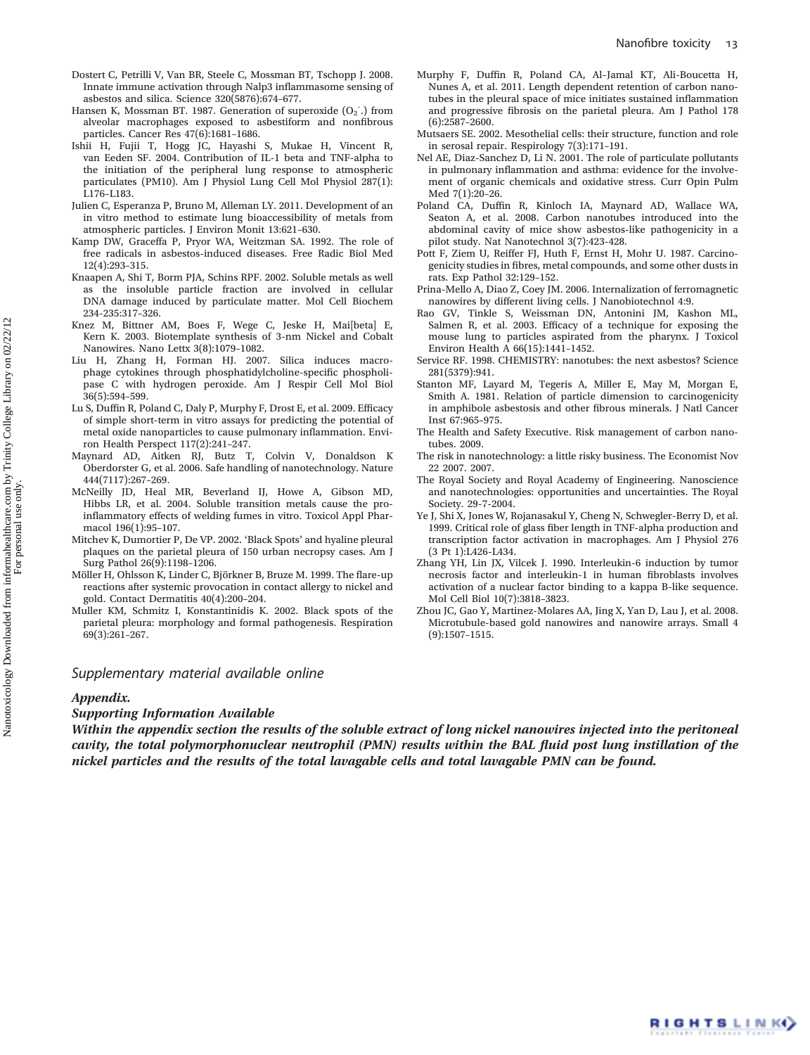Dostert C, Petrilli V, Van BR, Steele C, Mossman BT, Tschopp J. 2008. Innate immune activation through Nalp3 inflammasome sensing of asbestos and silica. Science 320(5876):674–677.

Hansen K, Mossman BT. 1987. Generation of superoxide ($O_2^{\cdot-}$) from alveolar macrophages exposed to asbestiform and nonfibrous particles. Cancer Res 47(6):1681–1686.

Ishii H, Fujii T, Hogg JC, Hayashi S, Mukae H, Vincent R, van Eeden SF. 2004. Contribution of IL-1 beta and TNF-alpha to the initiation of the peripheral lung response to atmospheric particulates (PM10). Am J Physiol Lung Cell Mol Physiol 287(1): L176–L183.

Julien C, Esperanza P, Bruno M, Alleman LY. 2011. Development of an in vitro method to estimate lung bioaccessibility of metals from atmospheric particles. J Environ Monit 13:621–630.

Kamp DW, Graceffa P, Pryor WA, Weitzman SA. 1992. The role of free radicals in asbestos-induced diseases. Free Radic Biol Med 12(4):293–315.

Knaapen A, Shi T, Borm PJA, Schins RPF. 2002. Soluble metals as well as the insoluble particle fraction are involved in cellular DNA damage induced by particulate matter. Mol Cell Biochem 234-235:317–326.

Knez M, Bittner AM, Boes F, Wege C, Jeske H, Mai[beta] E, Kern K. 2003. Biotemplate synthesis of 3-nm Nickel and Cobalt Nanowires. Nano Lettx 3(8):1079–1082.

Liu H, Zhang H, Forman HJ. 2007. Silica induces macrophage cytokines through phosphatidylcholine-specific phospholipase C with hydrogen peroxide. Am J Respir Cell Mol Biol 36(5):594–599.

Lu S, Duffin R, Poland C, Daly P, Murphy F, Drost E, et al. 2009. Efficacy of simple short-term in vitro assays for predicting the potential of metal oxide nanoparticles to cause pulmonary inflammation. Environ Health Perspect 117(2):241–247.

Maynard AD, Aitken RJ, Butz T, Colvin V, Donaldson K Oberdorster G, et al. 2006. Safe handling of nanotechnology. Nature 444(7117):267–269.

McNeilly JD, Heal MR, Beverland IJ, Howe A, Gibson MD, Hibbs LR, et al. 2004. Soluble transition metals cause the proinflammatory effects of welding fumes in vitro. Toxicol Appl Pharmacol 196(1):95–107.

Mitchev K, Dumortier P, De VP. 2002. 'Black Spots' and hyaline pleural plaques on the parietal pleura of 150 urban necropsy cases. Am J Surg Pathol 26(9):1198–1206.

Möller H, Ohlsson K, Linder C, Björkner B, Bruze M. 1999. The flare-up reactions after systemic provocation in contact allergy to nickel and gold. Contact Dermatitis 40(4):200–204.

Muller KM, Schmitz I, Konstantinidis K. 2002. Black spots of the parietal pleura: morphology and formal pathogenesis. Respiration 69(3):261–267.

Murphy F, Duffin R, Poland CA, Al-Jamal KT, Ali-Boucetta H, Nunes A, et al. 2011. Length dependent retention of carbon nanotubes in the pleural space of mice initiates sustained inflammation and progressive fibrosis on the parietal pleura. Am J Pathol 178 (6):2587–2600.

Mutsaers SE. 2002. Mesothelial cells: their structure, function and role in serosal repair. Respirology 7(3):171–191.

Nel AE, Diaz-Sanchez D, Li N. 2001. The role of particulate pollutants in pulmonary inflammation and asthma: evidence for the involvement of organic chemicals and oxidative stress. Curr Opin Pulm Med 7(1):20–26.

Poland CA, Duffin R, Kinloch IA, Maynard AD, Wallace WA, Seaton A, et al. 2008. Carbon nanotubes introduced into the abdominal cavity of mice show asbestos-like pathogenicity in a pilot study. Nat Nanotechnol 3(7):423-428.

Pott F, Ziem U, Reiffer FJ, Huth F, Ernst H, Mohr U. 1987. Carcinogenicity studies in fibres, metal compounds, and some other dusts in rats. Exp Pathol 32:129–152.

Prina-Mello A, Diao Z, Coey JM. 2006. Internalization of ferromagnetic nanowires by different living cells. J Nanobiotechnol 4:9.

Rao GV, Tinkle S, Weissman DN, Antonini JM, Kashon ML, Salmen R, et al. 2003. Efficacy of a technique for exposing the mouse lung to particles aspirated from the pharynx. J Toxicol Environ Health A 66(15):1441–1452.

Service RF. 1998. CHEMISTRY: nanotubes: the next asbestos? Science 281(5379):941.

Stanton MF, Layard M, Tegeris A, Miller E, May M, Morgan E, Smith A. 1981. Relation of particle dimension to carcinogenicity in amphibole asbestosis and other fibrous minerals. J Natl Cancer Inst 67:965–975.

The Health and Safety Executive. Risk management of carbon nanotubes. 2009.

The risk in nanotechnology: a little risky business. The Economist Nov 22 2007. 2007.

The Royal Society and Royal Academy of Engineering. Nanoscience and nanotechnologies: opportunities and uncertainties. The Royal Society. 29-7-2004.

Ye J, Shi X, Jones W, Rojanasakul Y, Cheng N, Schwegler-Berry D, et al. 1999. Critical role of glass fiber length in TNF-alpha production and transcription factor activation in macrophages. Am J Physiol 276 (3 Pt 1):L426-L434.

Zhang YH, Lin JX, Vilcek J. 1990. Interleukin-6 induction by tumor necrosis factor and interleukin-1 in human fibroblasts involves activation of a nuclear factor binding to a kappa B-like sequence. Mol Cell Biol 10(7):3818–3823.

Zhou JC, Gao Y, Martinez-Molares AA, Jing X, Yan D, Lau J, et al. 2008. Microtubule-based gold nanowires and nanowire arrays. Small 4 (9):1507–1515.

## *Supplementary material available online*

***Appendix.***

***Supporting Information Available***

***Within the appendix section the results of the soluble extract of long nickel nanowires injected into the peritoneal cavity, the total polymorphonuclear neutrophil (PMN) results within the BAL fluid post lung instillation of the nickel particles and the results of the total lavagable cells and total lavagable PMN can be found.***